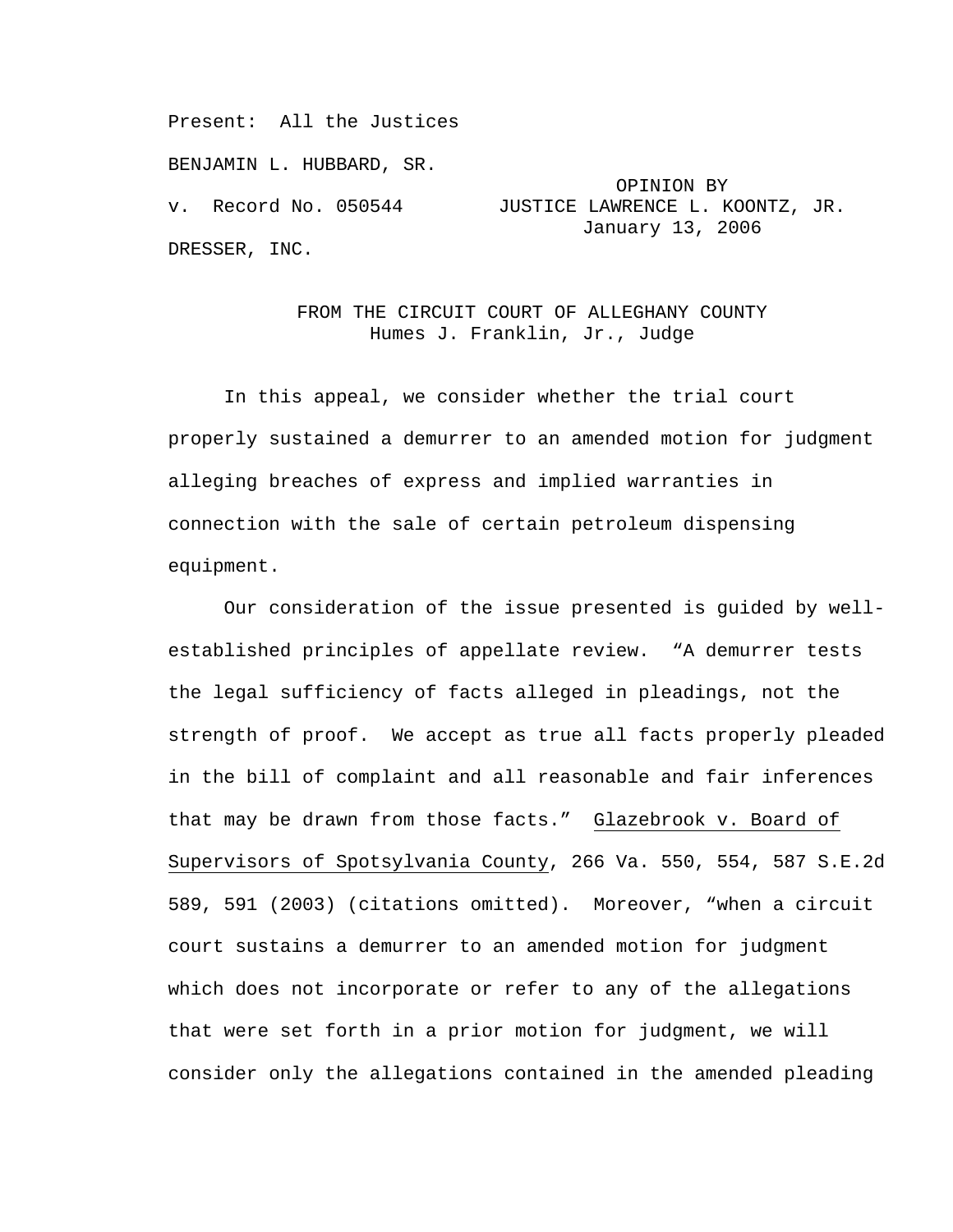Present: All the Justices

BENJAMIN L. HUBBARD, SR.

v. Record No. 050544

OPINION BY
JUSTICE LAWRENCE L. KOONTZ, JR.
January 13, 2006

DRESSER, INC.

FROM THE CIRCUIT COURT OF ALLEGHANY COUNTY
Humes J. Franklin, Jr., Judge

In this appeal, we consider whether the trial court properly sustained a demurrer to an amended motion for judgment alleging breaches of express and implied warranties in connection with the sale of certain petroleum dispensing equipment.

Our consideration of the issue presented is guided by well-established principles of appellate review. "A demurrer tests the legal sufficiency of facts alleged in pleadings, not the strength of proof. We accept as true all facts properly pleaded in the bill of complaint and all reasonable and fair inferences that may be drawn from those facts." Glazebrook v. Board of Supervisors of Spotsylvania County, 266 Va. 550, 554, 587 S.E.2d 589, 591 (2003) (citations omitted). Moreover, "when a circuit court sustains a demurrer to an amended motion for judgment which does not incorporate or refer to any of the allegations that were set forth in a prior motion for judgment, we will consider only the allegations contained in the amended pleading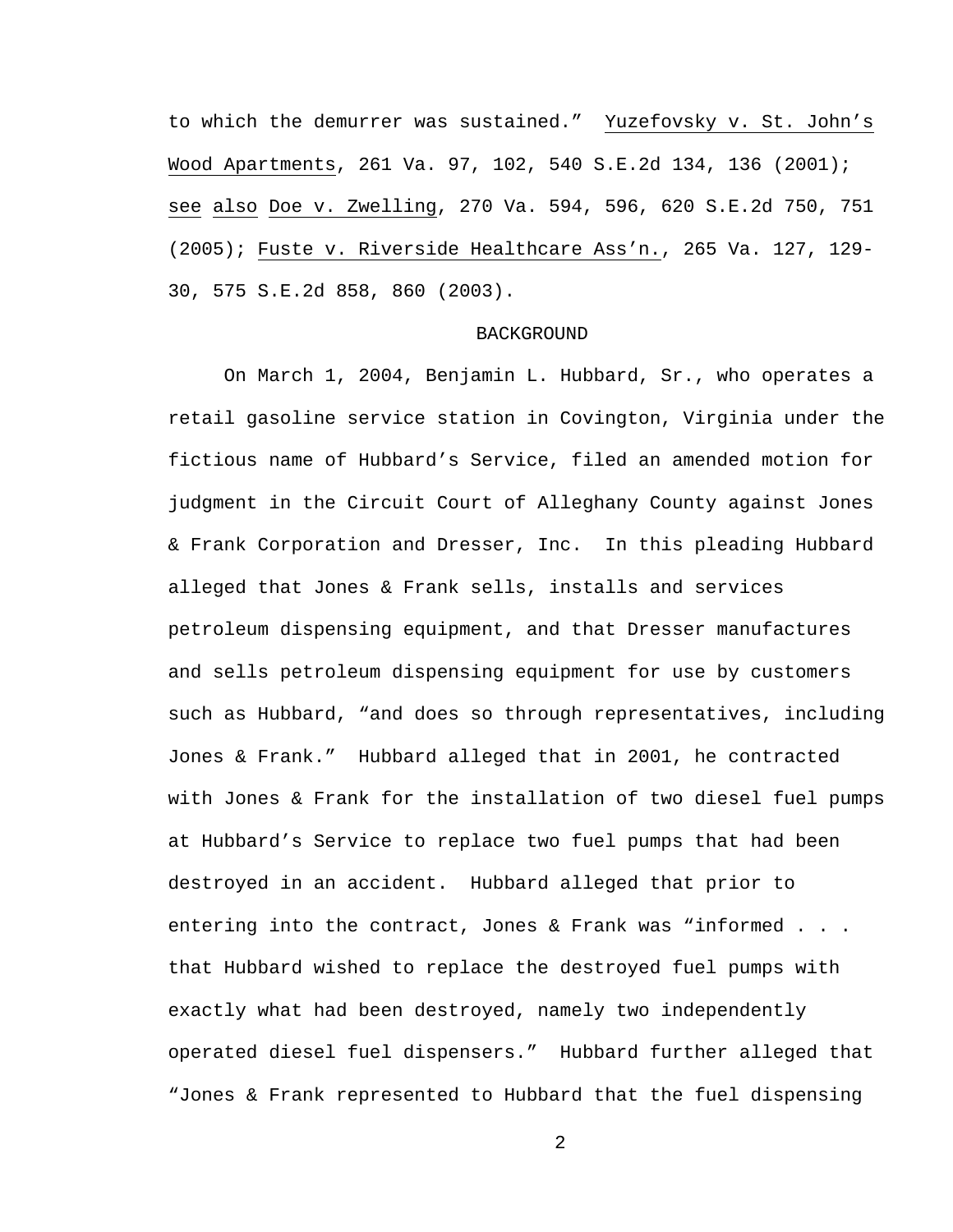to which the demurrer was sustained." Yuzefovsky v. St. John's Wood Apartments, 261 Va. 97, 102, 540 S.E.2d 134, 136 (2001); see also Doe v. Zwelling, 270 Va. 594, 596, 620 S.E.2d 750, 751 (2005); Fuste v. Riverside Healthcare Ass'n., 265 Va. 127, 129-30, 575 S.E.2d 858, 860 (2003).

## BACKGROUND

On March 1, 2004, Benjamin L. Hubbard, Sr., who operates a retail gasoline service station in Covington, Virginia under the fictious name of Hubbard's Service, filed an amended motion for judgment in the Circuit Court of Alleghany County against Jones & Frank Corporation and Dresser, Inc. In this pleading Hubbard alleged that Jones & Frank sells, installs and services petroleum dispensing equipment, and that Dresser manufactures and sells petroleum dispensing equipment for use by customers such as Hubbard, "and does so through representatives, including Jones & Frank." Hubbard alleged that in 2001, he contracted with Jones & Frank for the installation of two diesel fuel pumps at Hubbard's Service to replace two fuel pumps that had been destroyed in an accident. Hubbard alleged that prior to entering into the contract, Jones & Frank was "informed . . . that Hubbard wished to replace the destroyed fuel pumps with exactly what had been destroyed, namely two independently operated diesel fuel dispensers." Hubbard further alleged that "Jones & Frank represented to Hubbard that the fuel dispensing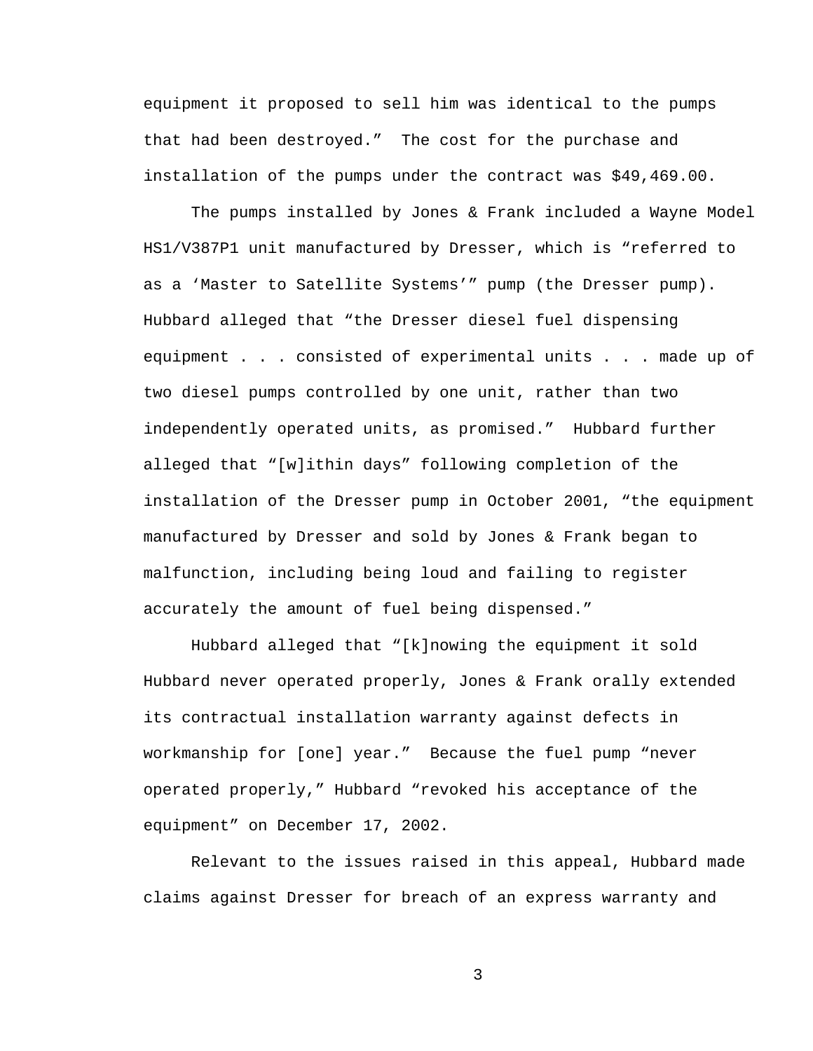equipment it proposed to sell him was identical to the pumps that had been destroyed." The cost for the purchase and installation of the pumps under the contract was $49,469.00.

The pumps installed by Jones & Frank included a Wayne Model HS1/V387P1 unit manufactured by Dresser, which is "referred to as a 'Master to Satellite Systems'" pump (the Dresser pump). Hubbard alleged that "the Dresser diesel fuel dispensing equipment . . . consisted of experimental units . . . made up of two diesel pumps controlled by one unit, rather than two independently operated units, as promised." Hubbard further alleged that "[w]ithin days" following completion of the installation of the Dresser pump in October 2001, "the equipment manufactured by Dresser and sold by Jones & Frank began to malfunction, including being loud and failing to register accurately the amount of fuel being dispensed."

Hubbard alleged that "[k]nowing the equipment it sold Hubbard never operated properly, Jones & Frank orally extended its contractual installation warranty against defects in workmanship for [one] year." Because the fuel pump "never operated properly," Hubbard "revoked his acceptance of the equipment" on December 17, 2002.

Relevant to the issues raised in this appeal, Hubbard made claims against Dresser for breach of an express warranty and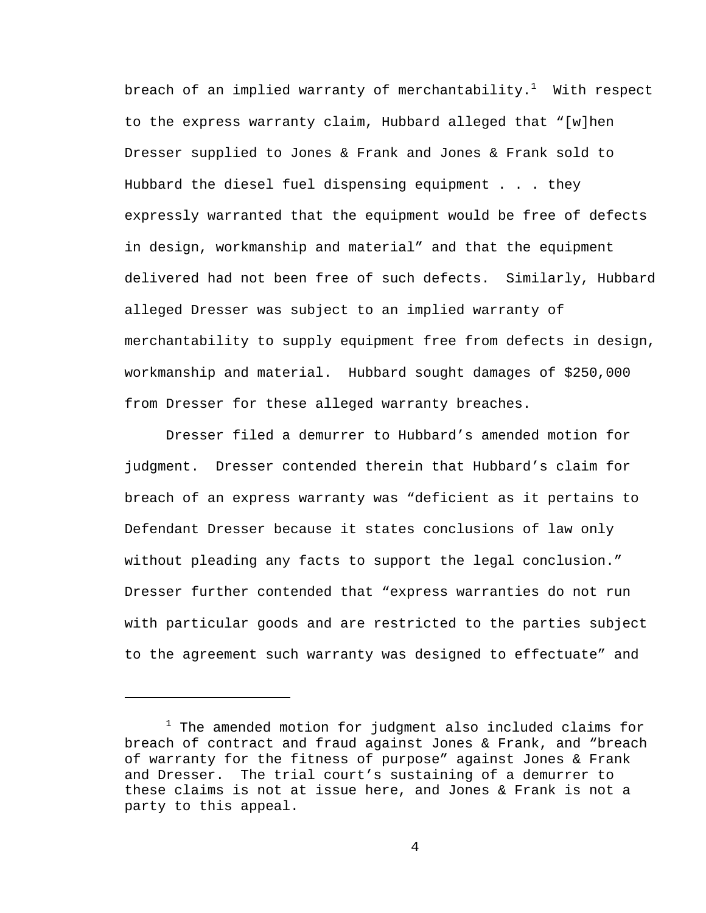breach of an implied warranty of merchantability.[1] With respect to the express warranty claim, Hubbard alleged that "[w]hen Dresser supplied to Jones & Frank and Jones & Frank sold to Hubbard the diesel fuel dispensing equipment . . . they expressly warranted that the equipment would be free of defects in design, workmanship and material" and that the equipment delivered had not been free of such defects. Similarly, Hubbard alleged Dresser was subject to an implied warranty of merchantability to supply equipment free from defects in design, workmanship and material. Hubbard sought damages of $250,000 from Dresser for these alleged warranty breaches.

Dresser filed a demurrer to Hubbard's amended motion for judgment. Dresser contended therein that Hubbard's claim for breach of an express warranty was "deficient as it pertains to Defendant Dresser because it states conclusions of law only without pleading any facts to support the legal conclusion." Dresser further contended that "express warranties do not run with particular goods and are restricted to the parties subject to the agreement such warranty was designed to effectuate" and

---

[1] The amended motion for judgment also included claims for breach of contract and fraud against Jones & Frank, and "breach of warranty for the fitness of purpose" against Jones & Frank and Dresser. The trial court's sustaining of a demurrer to these claims is not at issue here, and Jones & Frank is not a party to this appeal.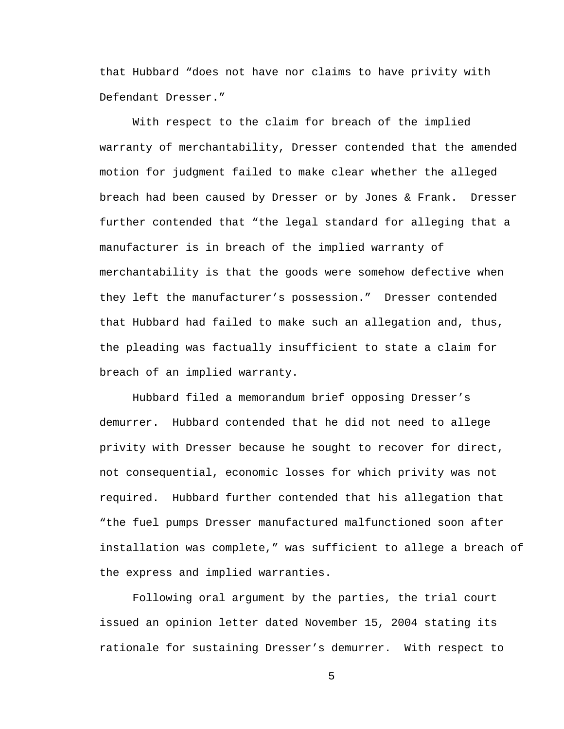that Hubbard "does not have nor claims to have privity with Defendant Dresser."

With respect to the claim for breach of the implied warranty of merchantability, Dresser contended that the amended motion for judgment failed to make clear whether the alleged breach had been caused by Dresser or by Jones & Frank. Dresser further contended that "the legal standard for alleging that a manufacturer is in breach of the implied warranty of merchantability is that the goods were somehow defective when they left the manufacturer's possession." Dresser contended that Hubbard had failed to make such an allegation and, thus, the pleading was factually insufficient to state a claim for breach of an implied warranty.

Hubbard filed a memorandum brief opposing Dresser's demurrer. Hubbard contended that he did not need to allege privity with Dresser because he sought to recover for direct, not consequential, economic losses for which privity was not required. Hubbard further contended that his allegation that "the fuel pumps Dresser manufactured malfunctioned soon after installation was complete," was sufficient to allege a breach of the express and implied warranties.

Following oral argument by the parties, the trial court issued an opinion letter dated November 15, 2004 stating its rationale for sustaining Dresser's demurrer. With respect to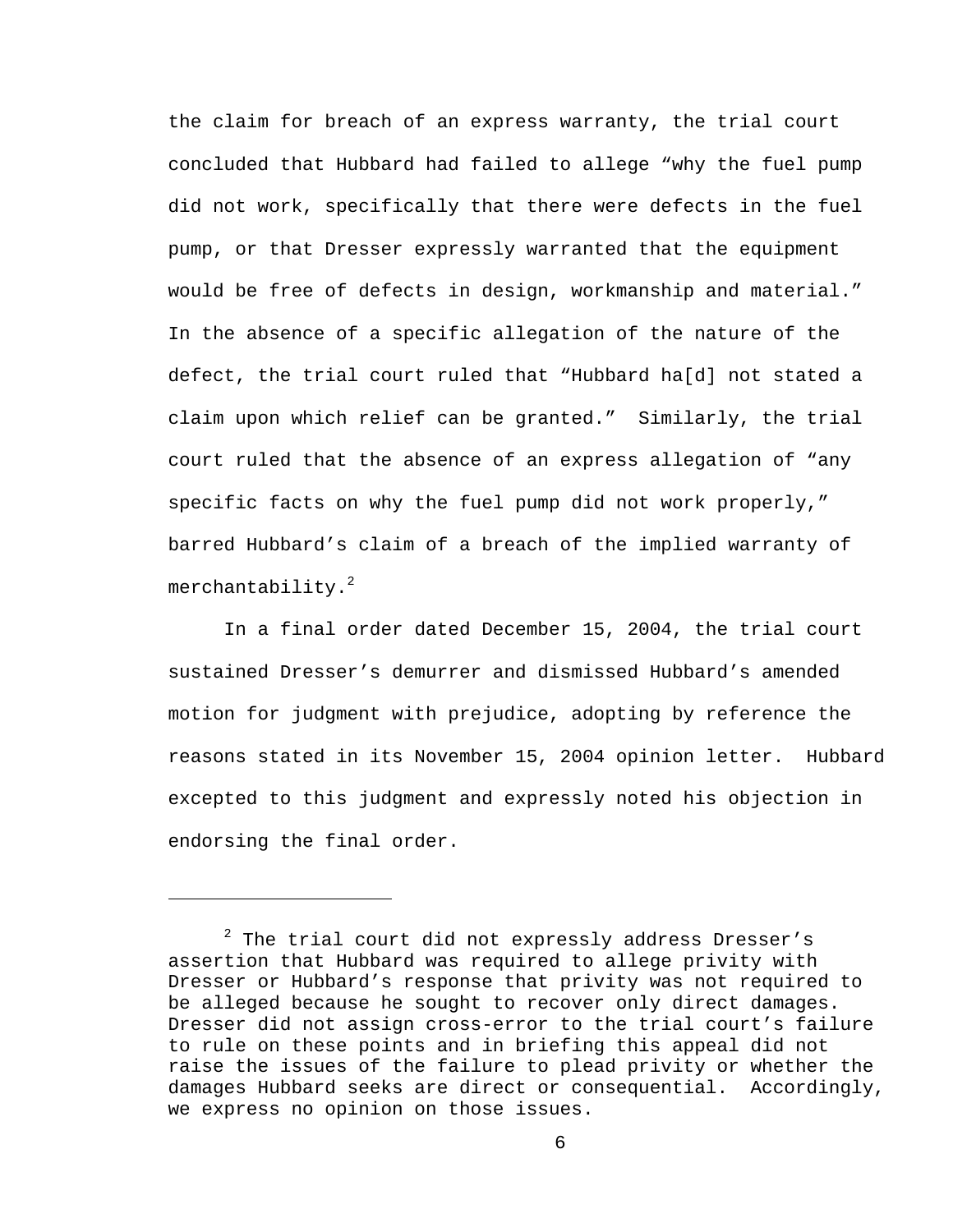the claim for breach of an express warranty, the trial court concluded that Hubbard had failed to allege "why the fuel pump did not work, specifically that there were defects in the fuel pump, or that Dresser expressly warranted that the equipment would be free of defects in design, workmanship and material." In the absence of a specific allegation of the nature of the defect, the trial court ruled that "Hubbard ha[d] not stated a claim upon which relief can be granted." Similarly, the trial court ruled that the absence of an express allegation of "any specific facts on why the fuel pump did not work properly," barred Hubbard's claim of a breach of the implied warranty of merchantability.[2]

In a final order dated December 15, 2004, the trial court sustained Dresser's demurrer and dismissed Hubbard's amended motion for judgment with prejudice, adopting by reference the reasons stated in its November 15, 2004 opinion letter. Hubbard excepted to this judgment and expressly noted his objection in endorsing the final order.

---

[2] The trial court did not expressly address Dresser's assertion that Hubbard was required to allege privity with Dresser or Hubbard's response that privity was not required to be alleged because he sought to recover only direct damages. Dresser did not assign cross-error to the trial court's failure to rule on these points and in briefing this appeal did not raise the issues of the failure to plead privity or whether the damages Hubbard seeks are direct or consequential. Accordingly, we express no opinion on those issues.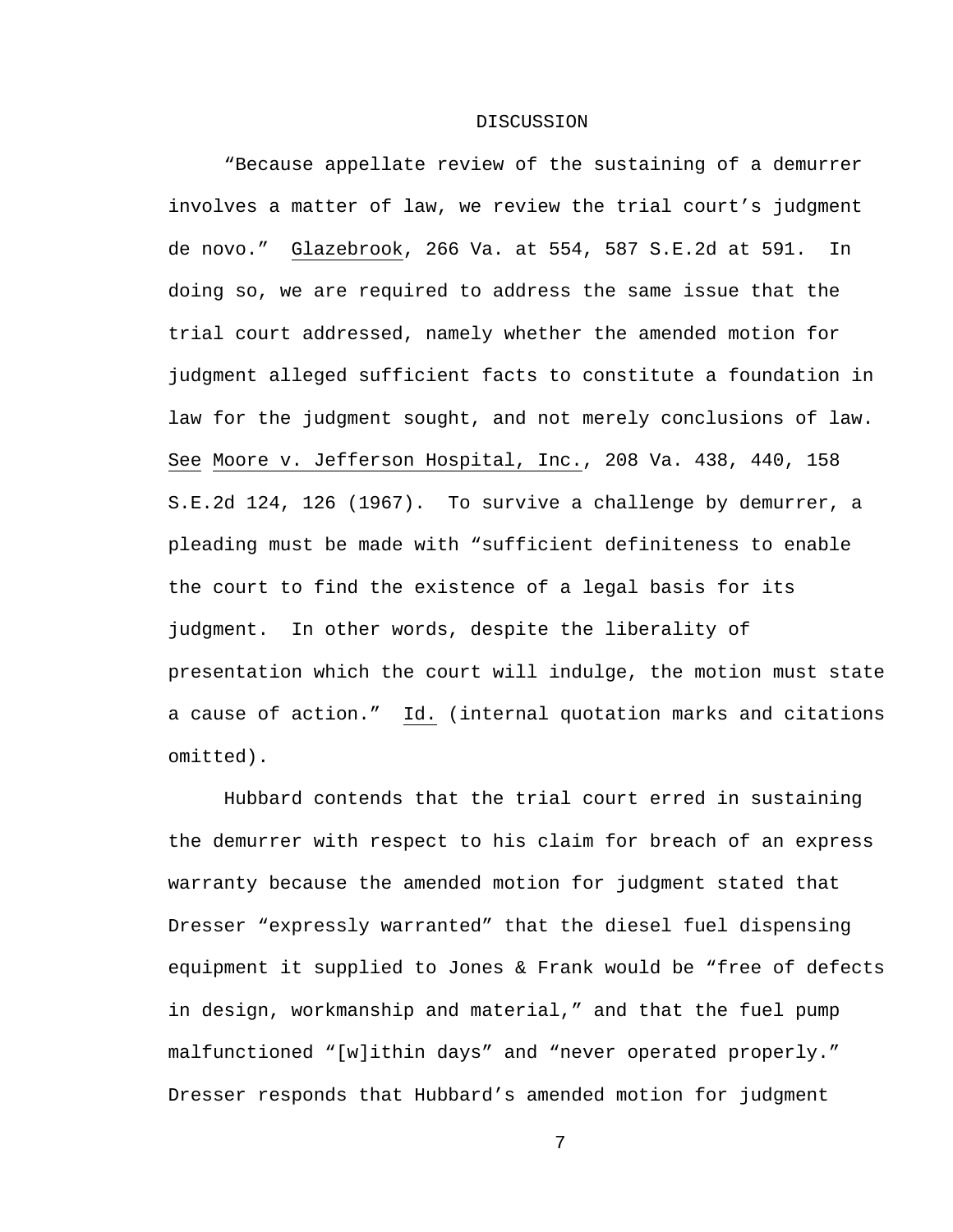# DISCUSSION

"Because appellate review of the sustaining of a demurrer involves a matter of law, we review the trial court's judgment de novo." Glazebrook, 266 Va. at 554, 587 S.E.2d at 591. In doing so, we are required to address the same issue that the trial court addressed, namely whether the amended motion for judgment alleged sufficient facts to constitute a foundation in law for the judgment sought, and not merely conclusions of law. See Moore v. Jefferson Hospital, Inc., 208 Va. 438, 440, 158 S.E.2d 124, 126 (1967). To survive a challenge by demurrer, a pleading must be made with "sufficient definiteness to enable the court to find the existence of a legal basis for its judgment. In other words, despite the liberality of presentation which the court will indulge, the motion must state a cause of action." Id. (internal quotation marks and citations omitted).

Hubbard contends that the trial court erred in sustaining the demurrer with respect to his claim for breach of an express warranty because the amended motion for judgment stated that Dresser "expressly warranted" that the diesel fuel dispensing equipment it supplied to Jones & Frank would be "free of defects in design, workmanship and material," and that the fuel pump malfunctioned "[w]ithin days" and "never operated properly." Dresser responds that Hubbard's amended motion for judgment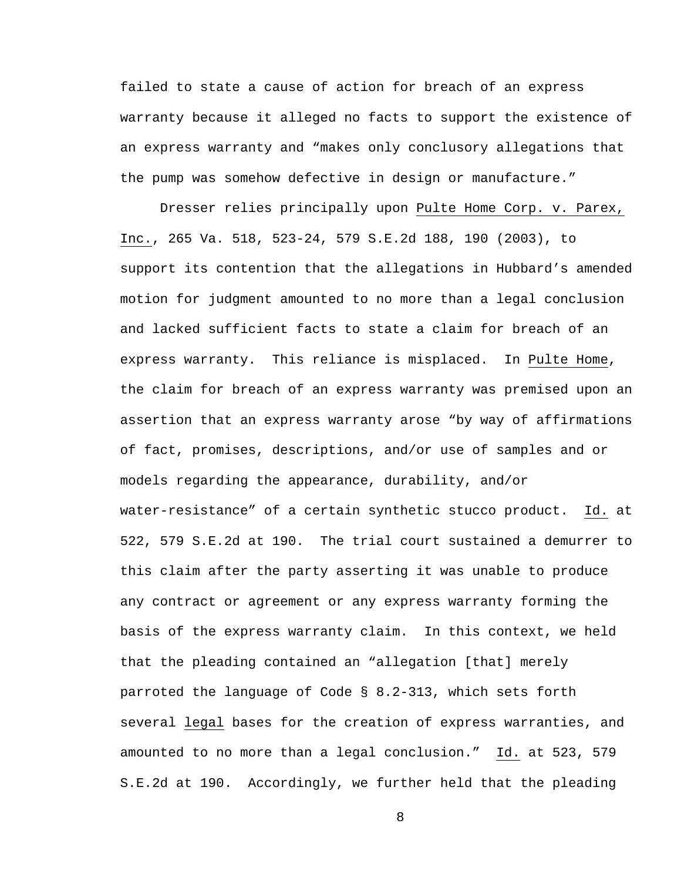failed to state a cause of action for breach of an express warranty because it alleged no facts to support the existence of an express warranty and "makes only conclusory allegations that the pump was somehow defective in design or manufacture."

Dresser relies principally upon Pulte Home Corp. v. Parex, Inc., 265 Va. 518, 523-24, 579 S.E.2d 188, 190 (2003), to support its contention that the allegations in Hubbard's amended motion for judgment amounted to no more than a legal conclusion and lacked sufficient facts to state a claim for breach of an express warranty. This reliance is misplaced. In Pulte Home, the claim for breach of an express warranty was premised upon an assertion that an express warranty arose "by way of affirmations of fact, promises, descriptions, and/or use of samples and or models regarding the appearance, durability, and/or water-resistance" of a certain synthetic stucco product. Id. at 522, 579 S.E.2d at 190. The trial court sustained a demurrer to this claim after the party asserting it was unable to produce any contract or agreement or any express warranty forming the basis of the express warranty claim. In this context, we held that the pleading contained an "allegation [that] merely parroted the language of Code § 8.2-313, which sets forth several legal bases for the creation of express warranties, and amounted to no more than a legal conclusion." Id. at 523, 579 S.E.2d at 190. Accordingly, we further held that the pleading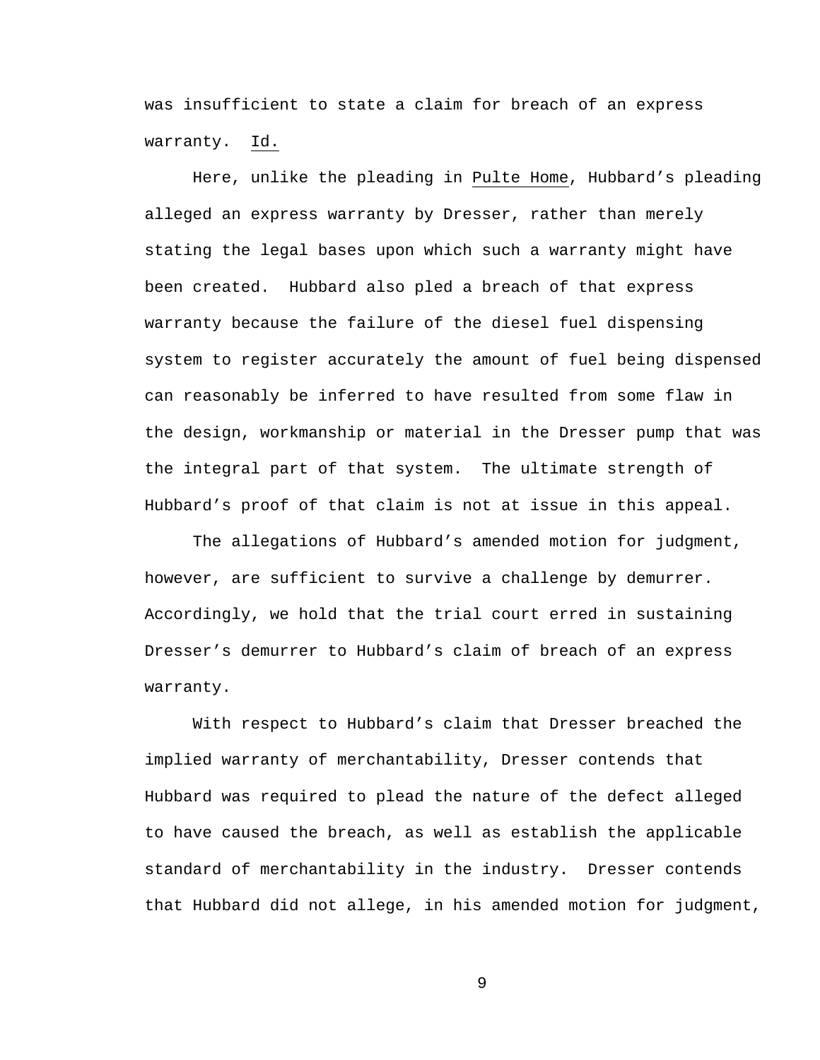was insufficient to state a claim for breach of an express warranty. Id.

Here, unlike the pleading in Pulte Home, Hubbard's pleading alleged an express warranty by Dresser, rather than merely stating the legal bases upon which such a warranty might have been created. Hubbard also pled a breach of that express warranty because the failure of the diesel fuel dispensing system to register accurately the amount of fuel being dispensed can reasonably be inferred to have resulted from some flaw in the design, workmanship or material in the Dresser pump that was the integral part of that system. The ultimate strength of Hubbard's proof of that claim is not at issue in this appeal.

The allegations of Hubbard's amended motion for judgment, however, are sufficient to survive a challenge by demurrer. Accordingly, we hold that the trial court erred in sustaining Dresser's demurrer to Hubbard's claim of breach of an express warranty.

With respect to Hubbard's claim that Dresser breached the implied warranty of merchantability, Dresser contends that Hubbard was required to plead the nature of the defect alleged to have caused the breach, as well as establish the applicable standard of merchantability in the industry. Dresser contends that Hubbard did not allege, in his amended motion for judgment,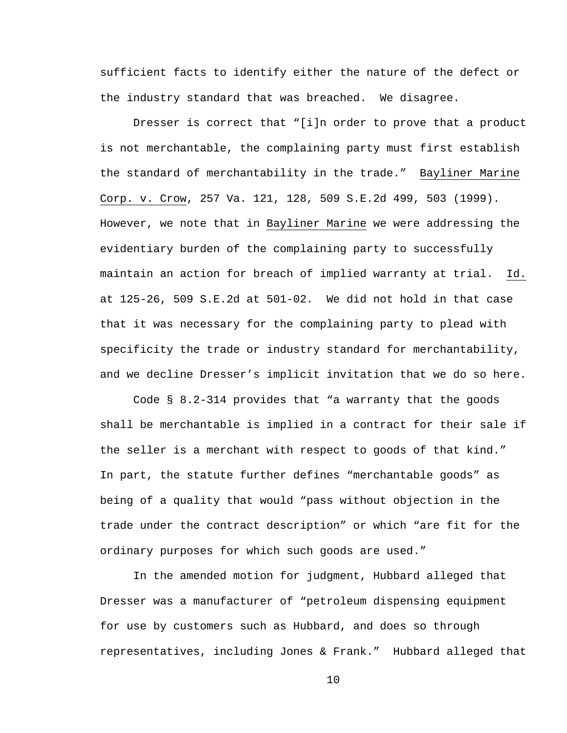sufficient facts to identify either the nature of the defect or the industry standard that was breached. We disagree.

Dresser is correct that "[i]n order to prove that a product is not merchantable, the complaining party must first establish the standard of merchantability in the trade." Bayliner Marine Corp. v. Crow, 257 Va. 121, 128, 509 S.E.2d 499, 503 (1999). However, we note that in Bayliner Marine we were addressing the evidentiary burden of the complaining party to successfully maintain an action for breach of implied warranty at trial. Id. at 125-26, 509 S.E.2d at 501-02. We did not hold in that case that it was necessary for the complaining party to plead with specificity the trade or industry standard for merchantability, and we decline Dresser's implicit invitation that we do so here.

Code § 8.2-314 provides that "a warranty that the goods shall be merchantable is implied in a contract for their sale if the seller is a merchant with respect to goods of that kind." In part, the statute further defines "merchantable goods" as being of a quality that would "pass without objection in the trade under the contract description" or which "are fit for the ordinary purposes for which such goods are used."

In the amended motion for judgment, Hubbard alleged that Dresser was a manufacturer of "petroleum dispensing equipment for use by customers such as Hubbard, and does so through representatives, including Jones & Frank." Hubbard alleged that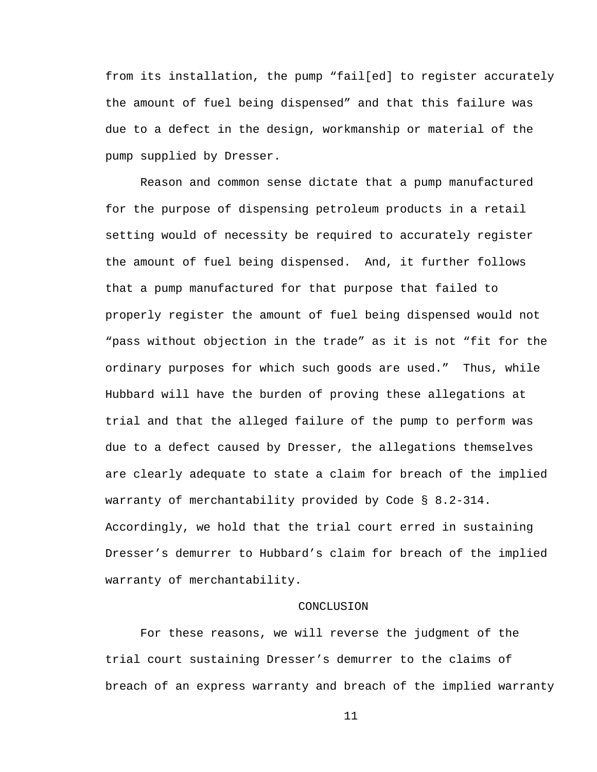from its installation, the pump "fail[ed] to register accurately the amount of fuel being dispensed" and that this failure was due to a defect in the design, workmanship or material of the pump supplied by Dresser.

Reason and common sense dictate that a pump manufactured for the purpose of dispensing petroleum products in a retail setting would of necessity be required to accurately register the amount of fuel being dispensed. And, it further follows that a pump manufactured for that purpose that failed to properly register the amount of fuel being dispensed would not "pass without objection in the trade" as it is not "fit for the ordinary purposes for which such goods are used." Thus, while Hubbard will have the burden of proving these allegations at trial and that the alleged failure of the pump to perform was due to a defect caused by Dresser, the allegations themselves are clearly adequate to state a claim for breach of the implied warranty of merchantability provided by Code § 8.2-314. Accordingly, we hold that the trial court erred in sustaining Dresser's demurrer to Hubbard's claim for breach of the implied warranty of merchantability.

## CONCLUSION

For these reasons, we will reverse the judgment of the trial court sustaining Dresser's demurrer to the claims of breach of an express warranty and breach of the implied warranty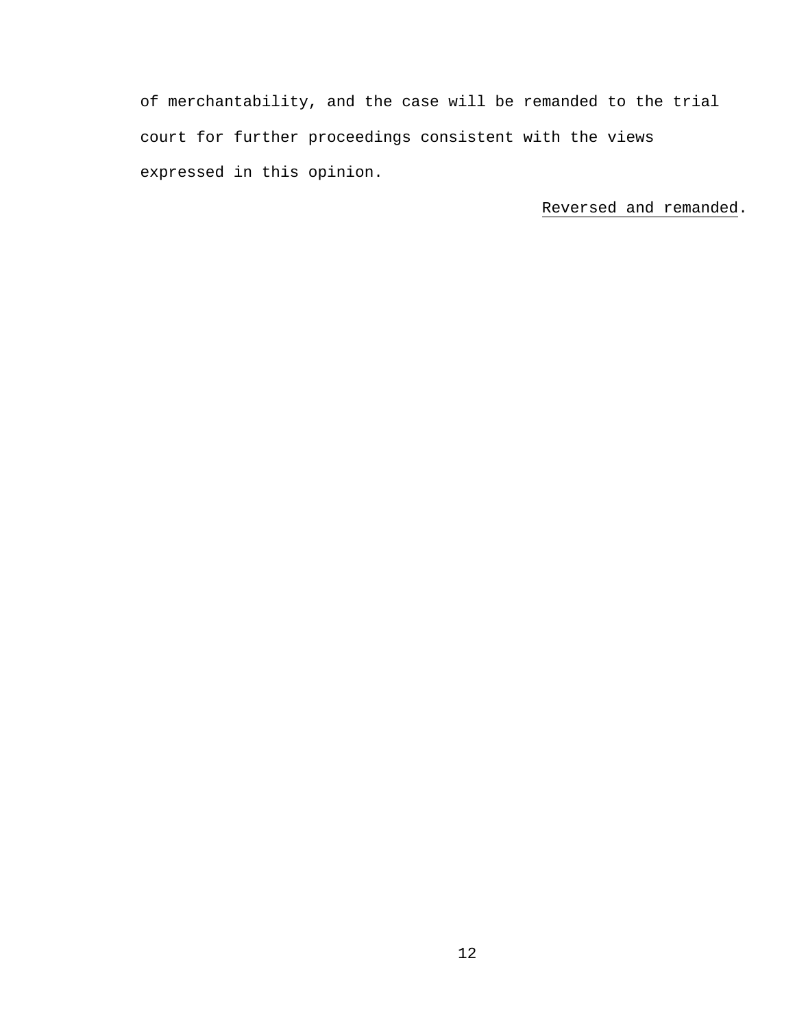of merchantability, and the case will be remanded to the trial court for further proceedings consistent with the views expressed in this opinion.

<u>Reversed and remanded</u>.